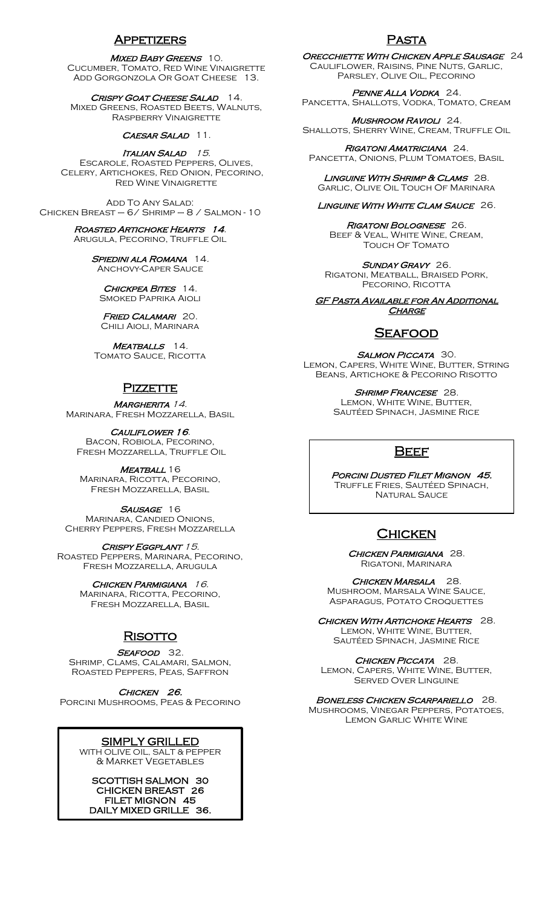## Appetizers

***Mixed Baby Greens*** 10.
Cucumber, Tomato, Red Wine Vinaigrette
Add Gorgonzola Or Goat Cheese 13.

***Crispy Goat Cheese Salad*** 14.
Mixed Greens, Roasted Beets, Walnuts, Raspberry Vinaigrette

***Caesar Salad*** 11.

***Italian Salad*** *15.*
Escarole, Roasted Peppers, Olives, Celery, Artichokes, Red Onion, Pecorino, Red Wine Vinaigrette

Add To Any Salad:
Chicken Breast – 6/ Shrimp – 8 / Salmon - 10

***Roasted Artichoke Hearts*** **14**.
Arugula, Pecorino, Truffle Oil

***Spiedini ala Romana*** 14.
Anchovy-Caper Sauce

***Chickpea Bites*** 14.
Smoked Paprika Aioli

***Fried Calamari*** 20.
Chili Aioli, Marinara

***Meatballs*** 14.
Tomato Sauce, Ricotta

## Pizzette

***Margherita*** *14.*
Marinara, Fresh Mozzarella, Basil

***Cauliflower*** ***16***.
Bacon, Robiola, Pecorino, Fresh Mozzarella, Truffle Oil

***Meatball*** 16
Marinara, Ricotta, Pecorino, Fresh Mozzarella, Basil

***Sausage*** 16
Marinara, Candied Onions, Cherry Peppers, Fresh Mozzarella

***Crispy Eggplant*** *15.*
Roasted Peppers, Marinara, Pecorino, Fresh Mozzarella, Arugula

***Chicken Parmigiana*** *16.*
Marinara, Ricotta, Pecorino, Fresh Mozzarella, Basil

## Risotto

***Seafood*** 32.
Shrimp, Clams, Calamari, Salmon, Roasted Peppers, Peas, Saffron

***Chicken*** ***26.***
Porcini Mushrooms, Peas & Pecorino

**SIMPLY GRILLED**
With Olive Oil, Salt & Pepper & Market Vegetables

**SCOTTISH SALMON 30**
**CHICKEN BREAST 26**
**FILET MIGNON 45**
**DAILY MIXED GRILLE 36.**

## Pasta

***Orecchiette With Chicken Apple Sausage*** 24
Cauliflower, Raisins, Pine Nuts, Garlic, Parsley, Olive Oil, Pecorino

***Penne Alla Vodka*** 24.
Pancetta, Shallots, Vodka, Tomato, Cream

***Mushroom Ravioli*** 24.
Shallots, Sherry Wine, Cream, Truffle Oil

***Rigatoni Amatriciana*** 24.
Pancetta, Onions, Plum Tomatoes, Basil

***Linguine With Shrimp & Clams*** 28.
Garlic, Olive Oil Touch Of Marinara

***Linguine With White Clam Sauce*** 26.

***Rigatoni Bolognese*** 26.
Beef & Veal, White Wine, Cream, Touch Of Tomato

***Sunday Gravy*** 26.
Rigatoni, Meatball, Braised Pork, Pecorino, Ricotta

***GF Pasta Available for An Additional Charge***

## Seafood

***Salmon Piccata*** 30.
Lemon, Capers, White Wine, Butter, String Beans, Artichoke & Pecorino Risotto

***Shrimp Francese*** 28.
Lemon, White Wine, Butter, Sautéed Spinach, Jasmine Rice

## Beef

***Porcini Dusted Filet Mignon*** ***45.***
Truffle Fries, Sautéed Spinach, Natural Sauce

## Chicken

***Chicken Parmigiana*** 28.
Rigatoni, Marinara

***Chicken Marsala*** 28.
Mushroom, Marsala Wine Sauce, Asparagus, Potato Croquettes

***Chicken With Artichoke Hearts*** 28.
Lemon, White Wine, Butter, Sautéed Spinach, Jasmine Rice

***Chicken Piccata*** 28.
Lemon, Capers, White Wine, Butter, Served Over Linguine

***Boneless Chicken Scarpariello*** 28.
Mushrooms, Vinegar Peppers, Potatoes, Lemon Garlic White Wine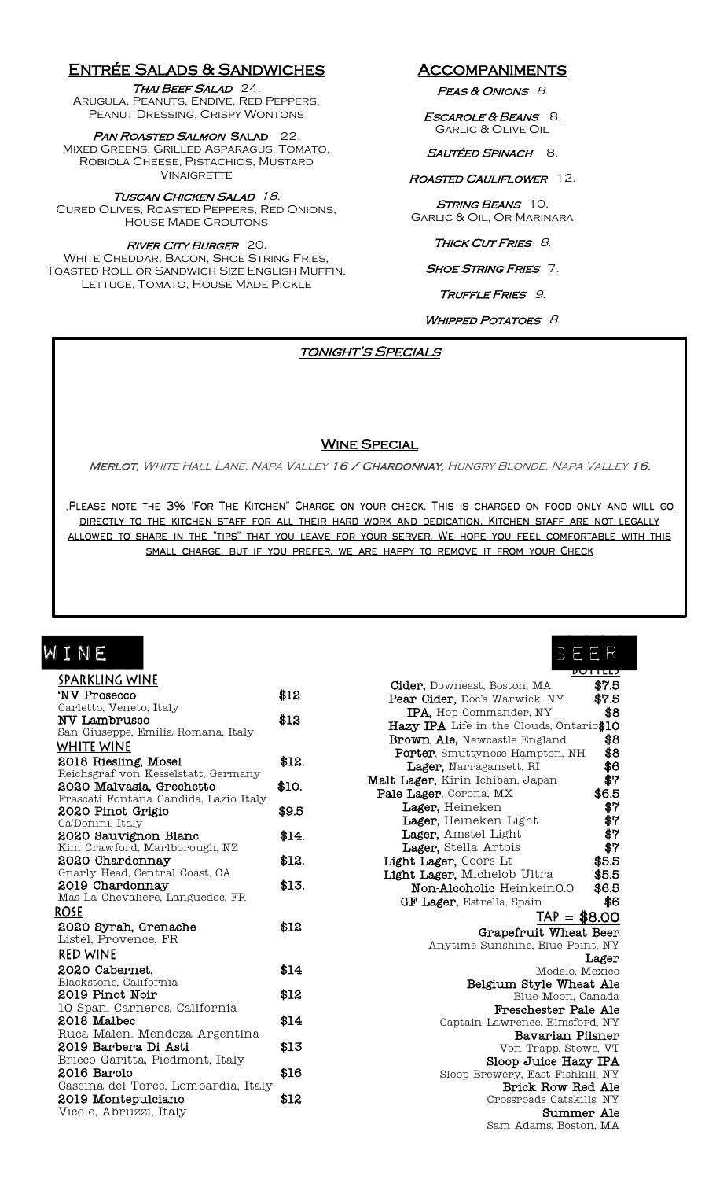## Entrée Salads & Sandwiches

***Thai Beef Salad*** 24.
Arugula, Peanuts, Endive, Red Peppers, Peanut Dressing, Crispy Wontons

***Pan Roasted Salmon* Salad** 22.
Mixed Greens, Grilled Asparagus, Tomato, Robiola Cheese, Pistachios, Mustard Vinaigrette

***Tuscan Chicken Salad*** *18.*
Cured Olives, Roasted Peppers, Red Onions, House Made Croutons

***River City Burger*** 20.
White Cheddar, Bacon, Shoe String Fries, Toasted Roll or Sandwich Size English Muffin, Lettuce, Tomato, House Made Pickle

## Accompaniments

***Peas & Onions*** *8.*

***Escarole & Beans*** 8.
Garlic & Olive Oil

***Sautéed Spinach*** 8.

***Roasted Cauliflower*** 12.

***String Beans*** 10.
Garlic & Oil, Or Marinara

***Thick Cut Fries*** *8.*

***Shoe String Fries*** 7.

***Truffle Fries*** *9.*

***Whipped Potatoes*** *8.*

### tonight's Specials

### Wine Special

***Merlot,*** *White Hall Lane, Napa Valley* ***16 / Chardonnay,*** *Hungry Blonde, Napa Valley* ***16.***

.Please note the 3% 'For The Kitchen" Charge on your check. This is charged on food only and will go directly to the kitchen staff for all their hard work and dedication. Kitchen staff are not legally allowed to share in the "tips" that you leave for your server. We hope you feel comfortable with this small charge, but if you prefer, we are happy to remove it from your Check

# WINE

### SPARKLING WINE

| | |
|---|---|
| **'NV Prosecco**<br>Carletto, Veneto, Italy | $12 |
| **NV Lambrusco**<br>San Giuseppe, Emilia Romana, Italy | $12 |

### WHITE WINE

| | |
|---|---|
| **2018 Riesling, Mosel**<br>Reichsgraf von Kesselstatt, Germany | $12. |
| **2020 Malvasia, Grechetto**<br>Frascati Fontana Candida, Lazio Italy | $10. |
| **2020 Pinot Grigio**<br>Ca'Donini, Italy | $9.5 |
| **2020 Sauvignon Blanc**<br>Kim Crawford, Marlborough, NZ | $14. |
| **2020 Chardonnay**<br>Gnarly Head, Central Coast, CA | $12. |
| **2019 Chardonnay**<br>Mas La Chevaliere, Languedoc, FR | $13. |

### ROSE

| | |
|---|---|
| **2020 Syrah, Grenache**<br>Listel, Provence, FR | $12 |

### RED WINE

| | |
|---|---|
| **2020 Cabernet,**<br>Blackstone, California | $14 |
| **2019 Pinot Noir**<br>10 Span, Carneros, California | $12 |
| **2018 Malbec**<br>Ruca Malen. Mendoza Argentina | $14 |
| **2019 Barbera Di Asti**<br>Bricco Garitta, Piedmont, Italy | $13 |
| **2016 Barolo**<br>Cascina del Torcc, Lombardia, Italy | $16 |
| **2019 Montepulciano**<br>Vicolo, Abruzzi, Italy | $12 |

# BEER

### BOTTLES

| | |
|---|---|
| **Cider,** Downeast, Boston, MA | $7.5 |
| **Pear Cider,** Doc's Warwick, NY | $7.5 |
| **IPA,** Hop Commander, NY | $8 |
| **Hazy IPA** Life in the Clouds, Ontario | $10 |
| **Brown Ale,** Newcastle England | $8 |
| **Porter**, Smuttynose Hampton, NH | $8 |
| **Lager,** Narragansett, RI | $6 |
| **Malt Lager,** Kirin Ichiban, Japan | $7 |
| **Pale Lager**, Corona, MX | $6.5 |
| **Lager,** Heineken | $7 |
| **Lager,** Heineken Light | $7 |
| **Lager,** Amstel Light | $7 |
| **Lager,** Stella Artois | $7 |
| **Light Lager,** Coors Lt | $5.5 |
| **Light Lager,** Michelob Ultra | $5.5 |
| **Non-Alcoholic** Heinekein0.0 | $6.5 |
| **GF Lager,** Estrella, Spain | $6 |

### TAP = $8.00

**Grapefruit Wheat Beer**
Anytime Sunshine, Blue Point, NY

**Lager**
Modelo, Mexico

**Belgium Style Wheat Ale**
Blue Moon, Canada

**Freschester Pale Ale**
Captain Lawrence, Elmsford, NY

**Bavarian Pilsner**
Von Trapp, Stowe, VT

**Sloop Juice Hazy IPA**
Sloop Brewery, East Fishkill, NY

**Brick Row Red Ale**
Crossroads Catskills, NY

**Summer Ale**
Sam Adams, Boston, MA